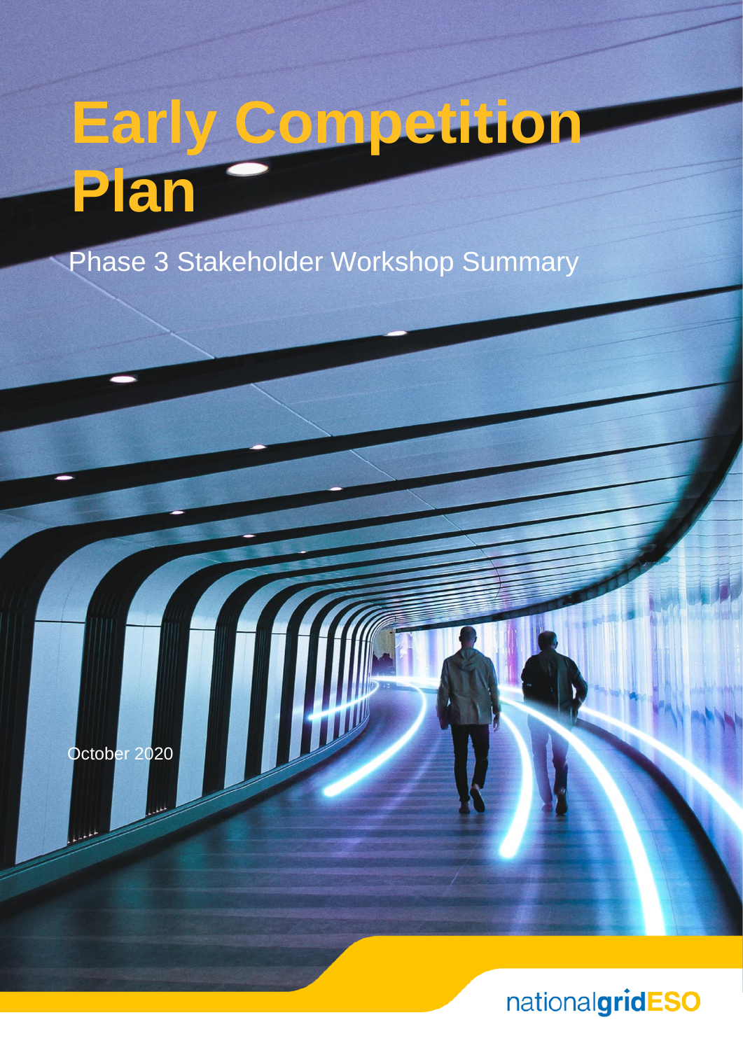# Early Competition Plan

Phase 3 Stakeholder Workshop Summary

October 2020

nationalgridESO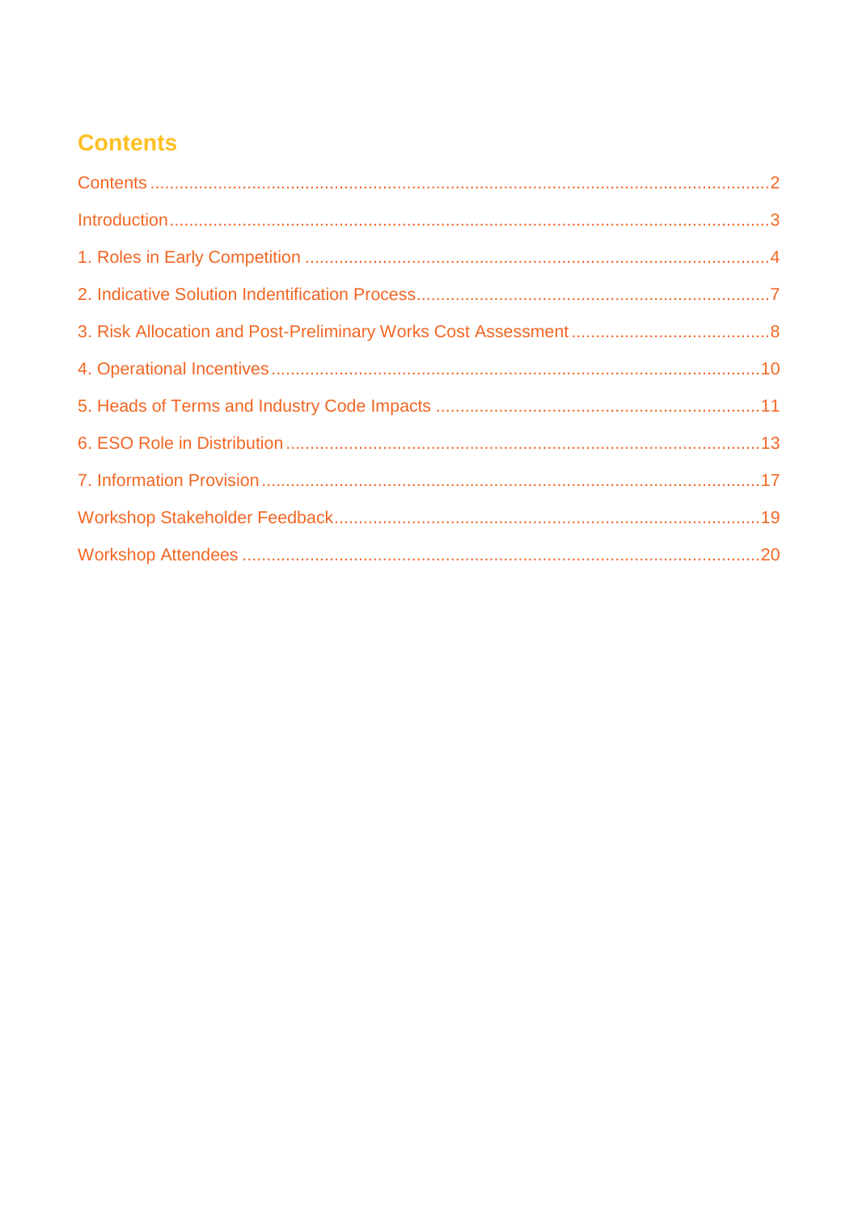# Contents

Contents ........................................................................................................................ 2

Introduction .................................................................................................................... 3

1. Roles in Early Competition ........................................................................................ 4

2. Indicative Solution Indentification Process ................................................................ 7

3. Risk Allocation and Post-Preliminary Works Cost Assessment .................................. 8

4. Operational Incentives .............................................................................................. 10

5. Heads of Terms and Industry Code Impacts ............................................................. 11

6. ESO Role in Distribution ........................................................................................... 13

7. Information Provision ................................................................................................ 17

Workshop Stakeholder Feedback .................................................................................. 19

Workshop Attendees ..................................................................................................... 20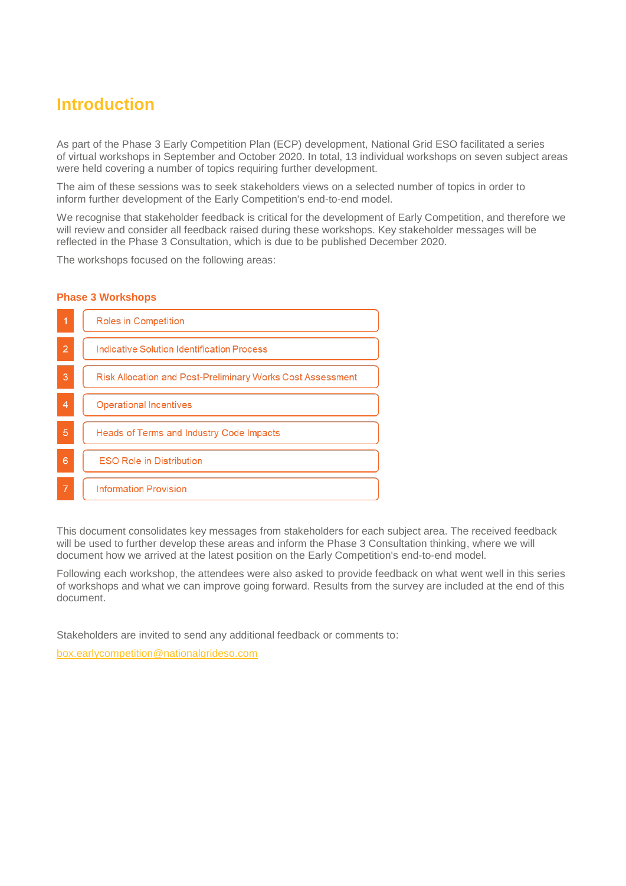# Introduction

As part of the Phase 3 Early Competition Plan (ECP) development, National Grid ESO facilitated a series of virtual workshops in September and October 2020. In total, 13 individual workshops on seven subject areas were held covering a number of topics requiring further development.

The aim of these sessions was to seek stakeholders views on a selected number of topics in order to inform further development of the Early Competition's end-to-end model.

We recognise that stakeholder feedback is critical for the development of Early Competition, and therefore we will review and consider all feedback raised during these workshops. Key stakeholder messages will be reflected in the Phase 3 Consultation, which is due to be published December 2020.

The workshops focused on the following areas:

## Phase 3 Workshops

1. Roles in Competition
2. Indicative Solution Identification Process
3. Risk Allocation and Post-Preliminary Works Cost Assessment
4. Operational Incentives
5. Heads of Terms and Industry Code Impacts
6. ESO Role in Distribution
7. Information Provision

This document consolidates key messages from stakeholders for each subject area. The received feedback will be used to further develop these areas and inform the Phase 3 Consultation thinking, where we will document how we arrived at the latest position on the Early Competition's end-to-end model.

Following each workshop, the attendees were also asked to provide feedback on what went well in this series of workshops and what we can improve going forward. Results from the survey are included at the end of this document.

Stakeholders are invited to send any additional feedback or comments to:

box.earlycompetition@nationalgrideso.com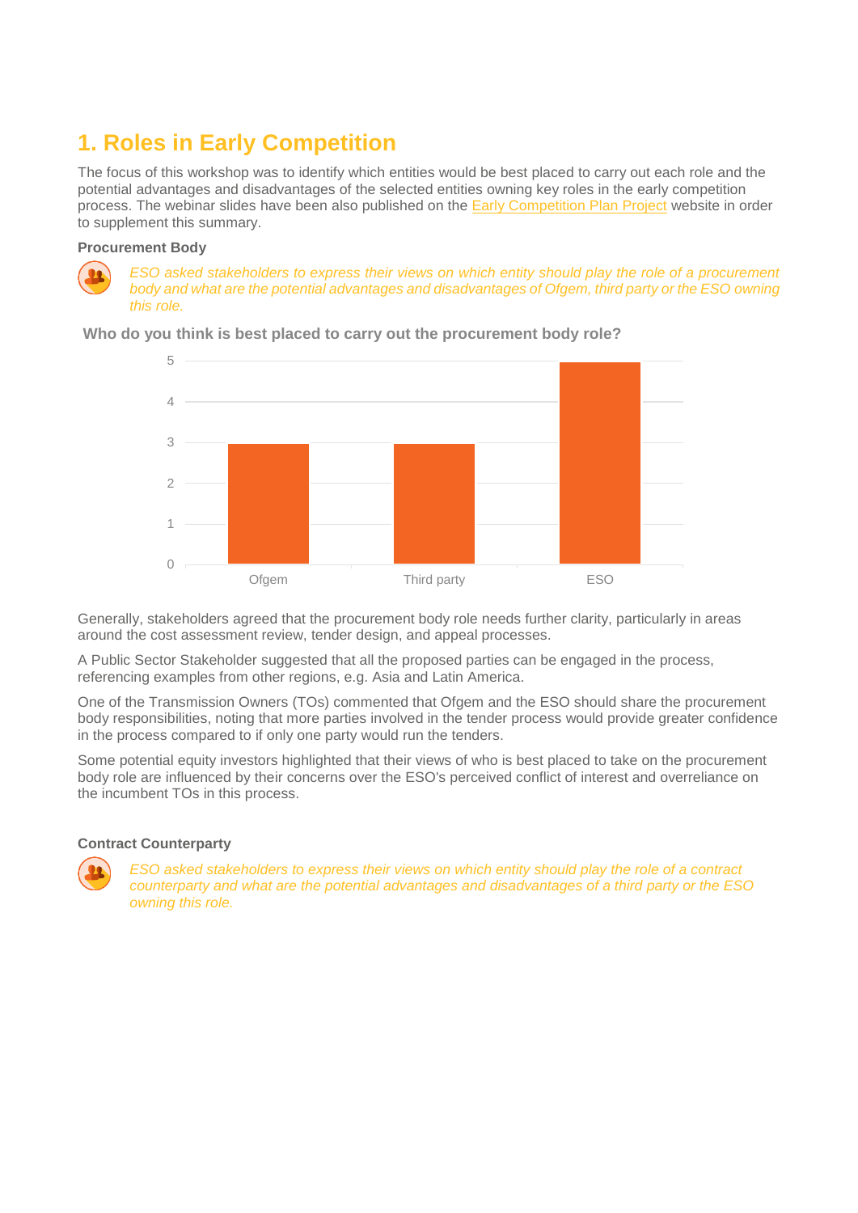## 1. Roles in Early Competition

The focus of this workshop was to identify which entities would be best placed to carry out each role and the potential advantages and disadvantages of the selected entities owning key roles in the early competition process. The webinar slides have been also published on the Early Competition Plan Project website in order to supplement this summary.

### Procurement Body

*ESO asked stakeholders to express their views on which entity should play the role of a procurement body and what are the potential advantages and disadvantages of Ofgem, third party or the ESO owning this role.*

**Who do you think is best placed to carry out the procurement body role?**

| Entity | Responses |
|---|---|
| Ofgem | 3 |
| Third party | 3 |
| ESO | 5 |

Generally, stakeholders agreed that the procurement body role needs further clarity, particularly in areas around the cost assessment review, tender design, and appeal processes.

A Public Sector Stakeholder suggested that all the proposed parties can be engaged in the process, referencing examples from other regions, e.g. Asia and Latin America.

One of the Transmission Owners (TOs) commented that Ofgem and the ESO should share the procurement body responsibilities, noting that more parties involved in the tender process would provide greater confidence in the process compared to if only one party would run the tenders.

Some potential equity investors highlighted that their views of who is best placed to take on the procurement body role are influenced by their concerns over the ESO's perceived conflict of interest and overreliance on the incumbent TOs in this process.

### Contract Counterparty

*ESO asked stakeholders to express their views on which entity should play the role of a contract counterparty and what are the potential advantages and disadvantages of a third party or the ESO owning this role.*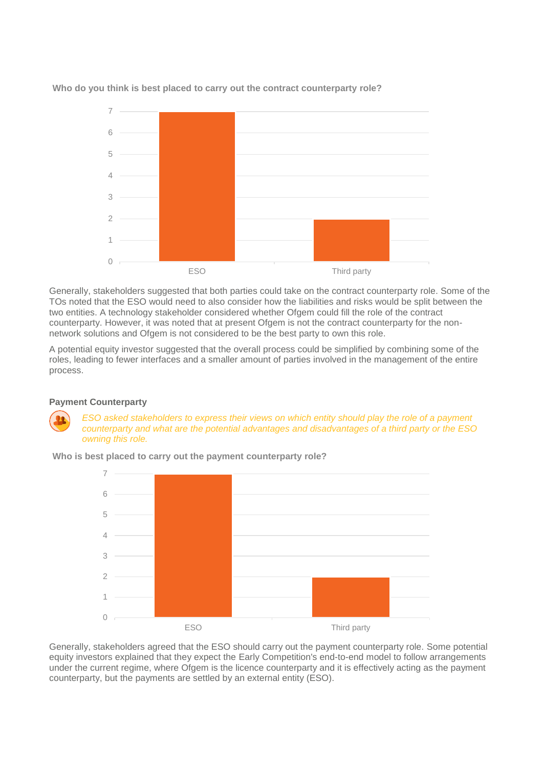**Who do you think is best placed to carry out the contract counterparty role?**

| | Responses |
|---|---|
| ESO | 7 |
| Third party | 2 |

Generally, stakeholders suggested that both parties could take on the contract counterparty role. Some of the TOs noted that the ESO would need to also consider how the liabilities and risks would be split between the two entities. A technology stakeholder considered whether Ofgem could fill the role of the contract counterparty. However, it was noted that at present Ofgem is not the contract counterparty for the non-network solutions and Ofgem is not considered to be the best party to own this role.

A potential equity investor suggested that the overall process could be simplified by combining some of the roles, leading to fewer interfaces and a smaller amount of parties involved in the management of the entire process.

### Payment Counterparty

*ESO asked stakeholders to express their views on which entity should play the role of a payment counterparty and what are the potential advantages and disadvantages of a third party or the ESO owning this role.*

**Who is best placed to carry out the payment counterparty role?**

| | Responses |
|---|---|
| ESO | 7 |
| Third party | 2 |

Generally, stakeholders agreed that the ESO should carry out the payment counterparty role. Some potential equity investors explained that they expect the Early Competition's end-to-end model to follow arrangements under the current regime, where Ofgem is the licence counterparty and it is effectively acting as the payment counterparty, but the payments are settled by an external entity (ESO).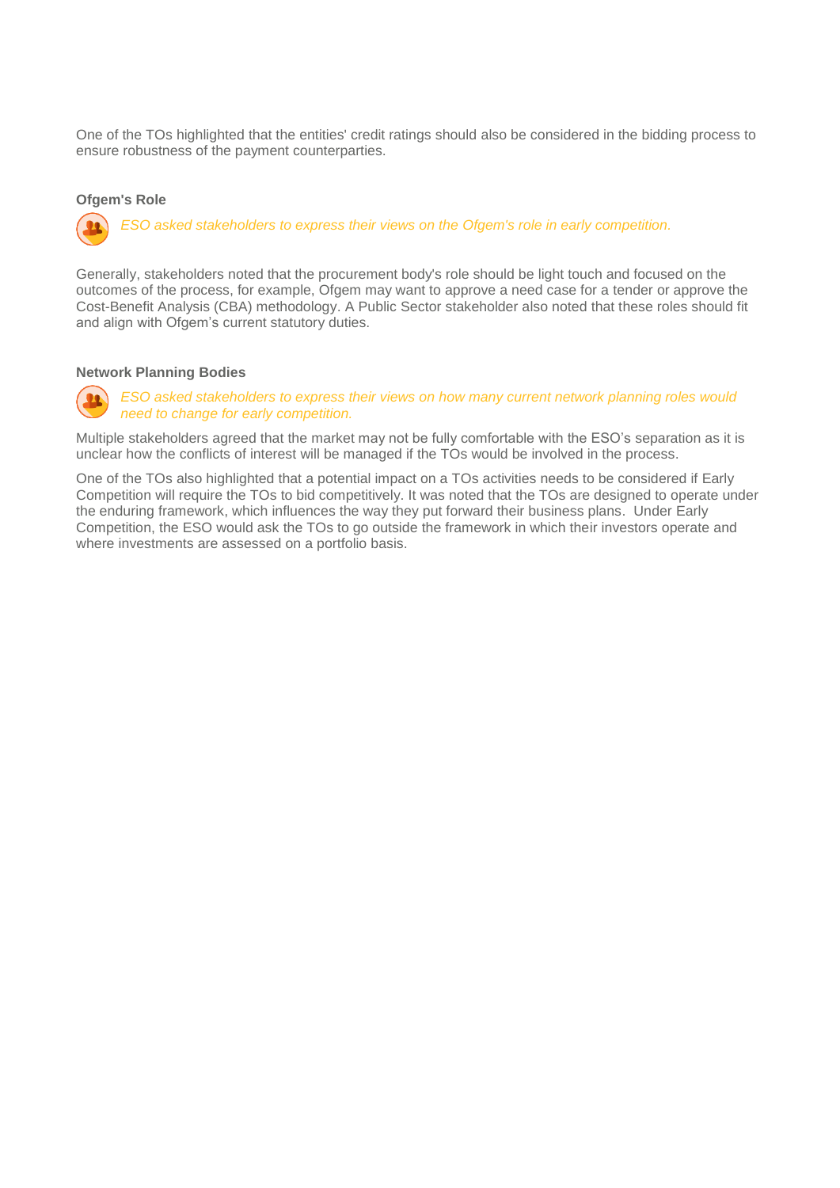One of the TOs highlighted that the entities' credit ratings should also be considered in the bidding process to ensure robustness of the payment counterparties.

### Ofgem's Role

*ESO asked stakeholders to express their views on the Ofgem's role in early competition.*

Generally, stakeholders noted that the procurement body's role should be light touch and focused on the outcomes of the process, for example, Ofgem may want to approve a need case for a tender or approve the Cost-Benefit Analysis (CBA) methodology. A Public Sector stakeholder also noted that these roles should fit and align with Ofgem's current statutory duties.

### Network Planning Bodies

*ESO asked stakeholders to express their views on how many current network planning roles would need to change for early competition.*

Multiple stakeholders agreed that the market may not be fully comfortable with the ESO's separation as it is unclear how the conflicts of interest will be managed if the TOs would be involved in the process.

One of the TOs also highlighted that a potential impact on a TOs activities needs to be considered if Early Competition will require the TOs to bid competitively. It was noted that the TOs are designed to operate under the enduring framework, which influences the way they put forward their business plans. Under Early Competition, the ESO would ask the TOs to go outside the framework in which their investors operate and where investments are assessed on a portfolio basis.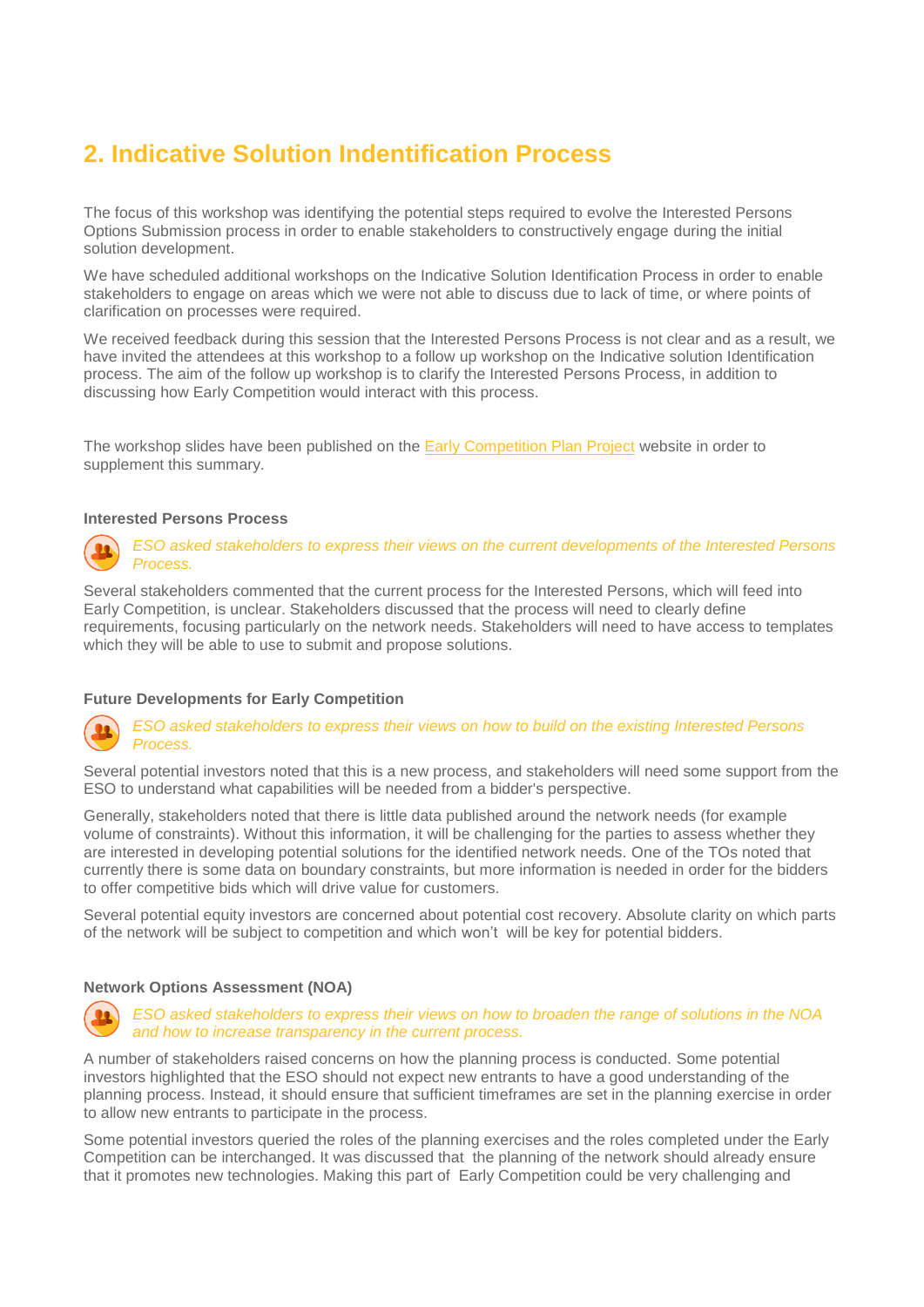## 2. Indicative Solution Indentification Process

The focus of this workshop was identifying the potential steps required to evolve the Interested Persons Options Submission process in order to enable stakeholders to constructively engage during the initial solution development.

We have scheduled additional workshops on the Indicative Solution Identification Process in order to enable stakeholders to engage on areas which we were not able to discuss due to lack of time, or where points of clarification on processes were required.

We received feedback during this session that the Interested Persons Process is not clear and as a result, we have invited the attendees at this workshop to a follow up workshop on the Indicative solution Identification process. The aim of the follow up workshop is to clarify the Interested Persons Process, in addition to discussing how Early Competition would interact with this process.

The workshop slides have been published on the Early Competition Plan Project website in order to supplement this summary.

#### Interested Persons Process

*ESO asked stakeholders to express their views on the current developments of the Interested Persons Process.*

Several stakeholders commented that the current process for the Interested Persons, which will feed into Early Competition, is unclear. Stakeholders discussed that the process will need to clearly define requirements, focusing particularly on the network needs. Stakeholders will need to have access to templates which they will be able to use to submit and propose solutions.

#### Future Developments for Early Competition

*ESO asked stakeholders to express their views on how to build on the existing Interested Persons Process.*

Several potential investors noted that this is a new process, and stakeholders will need some support from the ESO to understand what capabilities will be needed from a bidder's perspective.

Generally, stakeholders noted that there is little data published around the network needs (for example volume of constraints). Without this information, it will be challenging for the parties to assess whether they are interested in developing potential solutions for the identified network needs. One of the TOs noted that currently there is some data on boundary constraints, but more information is needed in order for the bidders to offer competitive bids which will drive value for customers.

Several potential equity investors are concerned about potential cost recovery. Absolute clarity on which parts of the network will be subject to competition and which won't will be key for potential bidders.

#### Network Options Assessment (NOA)

*ESO asked stakeholders to express their views on how to broaden the range of solutions in the NOA and how to increase transparency in the current process.*

A number of stakeholders raised concerns on how the planning process is conducted. Some potential investors highlighted that the ESO should not expect new entrants to have a good understanding of the planning process. Instead, it should ensure that sufficient timeframes are set in the planning exercise in order to allow new entrants to participate in the process.

Some potential investors queried the roles of the planning exercises and the roles completed under the Early Competition can be interchanged. It was discussed that the planning of the network should already ensure that it promotes new technologies. Making this part of Early Competition could be very challenging and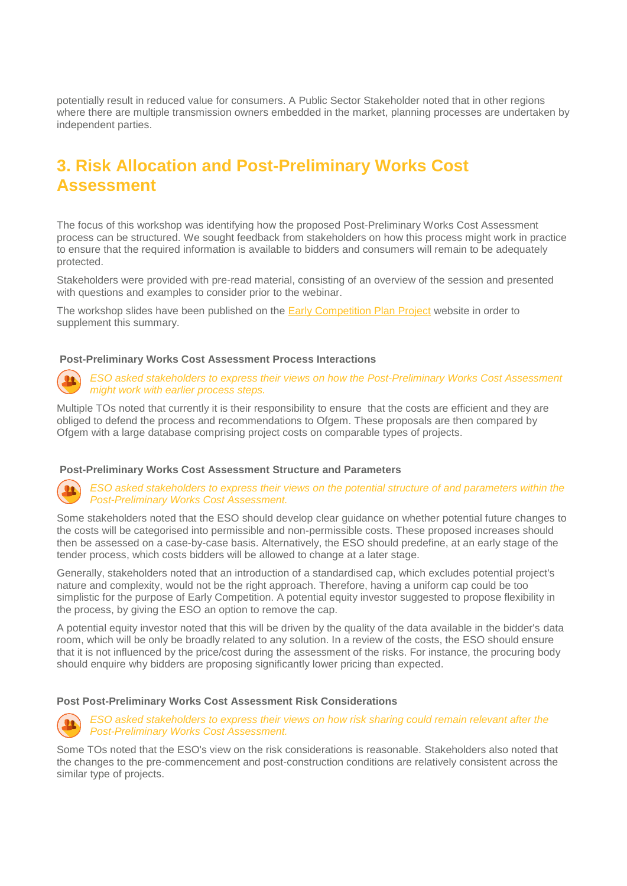potentially result in reduced value for consumers. A Public Sector Stakeholder noted that in other regions where there are multiple transmission owners embedded in the market, planning processes are undertaken by independent parties.

# 3. Risk Allocation and Post-Preliminary Works Cost Assessment

The focus of this workshop was identifying how the proposed Post-Preliminary Works Cost Assessment process can be structured. We sought feedback from stakeholders on how this process might work in practice to ensure that the required information is available to bidders and consumers will remain to be adequately protected.

Stakeholders were provided with pre-read material, consisting of an overview of the session and presented with questions and examples to consider prior to the webinar.

The workshop slides have been published on the Early Competition Plan Project website in order to supplement this summary.

### Post-Preliminary Works Cost Assessment Process Interactions

*ESO asked stakeholders to express their views on how the Post-Preliminary Works Cost Assessment might work with earlier process steps.*

Multiple TOs noted that currently it is their responsibility to ensure that the costs are efficient and they are obliged to defend the process and recommendations to Ofgem. These proposals are then compared by Ofgem with a large database comprising project costs on comparable types of projects.

### Post-Preliminary Works Cost Assessment Structure and Parameters

*ESO asked stakeholders to express their views on the potential structure of and parameters within the Post-Preliminary Works Cost Assessment.*

Some stakeholders noted that the ESO should develop clear guidance on whether potential future changes to the costs will be categorised into permissible and non-permissible costs. These proposed increases should then be assessed on a case-by-case basis. Alternatively, the ESO should predefine, at an early stage of the tender process, which costs bidders will be allowed to change at a later stage.

Generally, stakeholders noted that an introduction of a standardised cap, which excludes potential project's nature and complexity, would not be the right approach. Therefore, having a uniform cap could be too simplistic for the purpose of Early Competition. A potential equity investor suggested to propose flexibility in the process, by giving the ESO an option to remove the cap.

A potential equity investor noted that this will be driven by the quality of the data available in the bidder's data room, which will be only be broadly related to any solution. In a review of the costs, the ESO should ensure that it is not influenced by the price/cost during the assessment of the risks. For instance, the procuring body should enquire why bidders are proposing significantly lower pricing than expected.

### Post Post-Preliminary Works Cost Assessment Risk Considerations

*ESO asked stakeholders to express their views on how risk sharing could remain relevant after the Post-Preliminary Works Cost Assessment.*

Some TOs noted that the ESO's view on the risk considerations is reasonable. Stakeholders also noted that the changes to the pre-commencement and post-construction conditions are relatively consistent across the similar type of projects.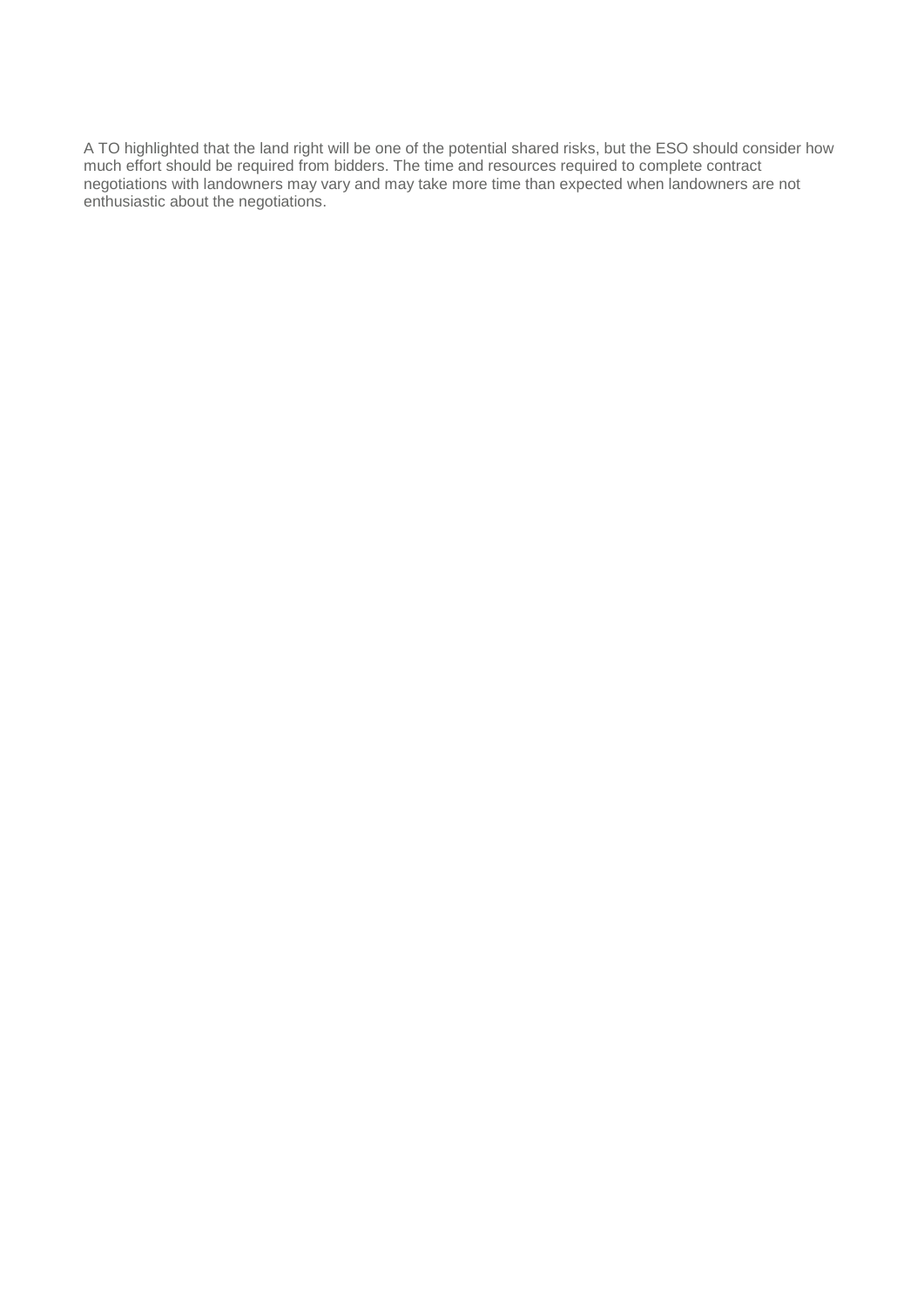A TO highlighted that the land right will be one of the potential shared risks, but the ESO should consider how much effort should be required from bidders. The time and resources required to complete contract negotiations with landowners may vary and may take more time than expected when landowners are not enthusiastic about the negotiations.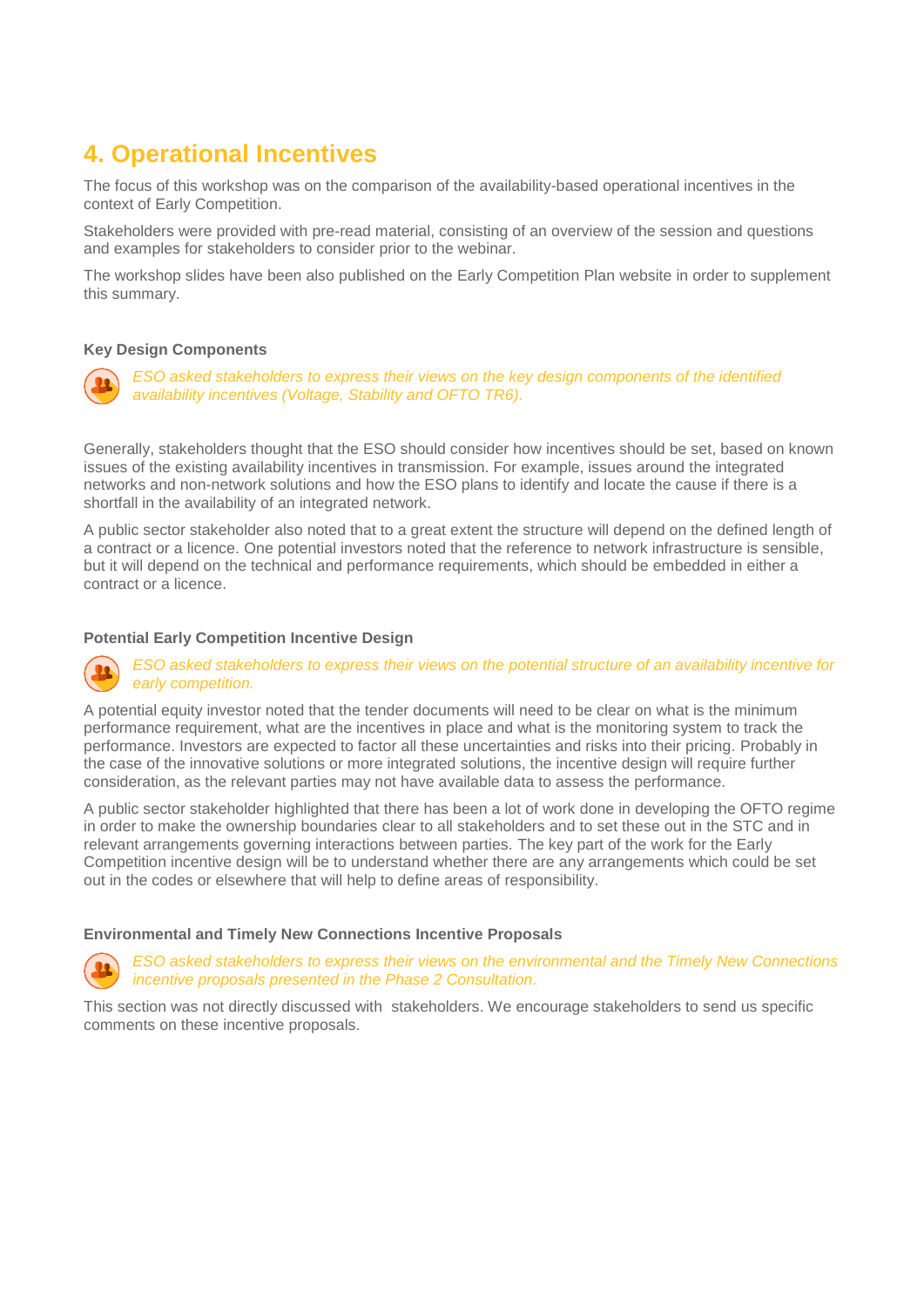# 4. Operational Incentives

The focus of this workshop was on the comparison of the availability-based operational incentives in the context of Early Competition.

Stakeholders were provided with pre-read material, consisting of an overview of the session and questions and examples for stakeholders to consider prior to the webinar.

The workshop slides have been also published on the Early Competition Plan website in order to supplement this summary.

### Key Design Components

*ESO asked stakeholders to express their views on the key design components of the identified availability incentives (Voltage, Stability and OFTO TR6).*

Generally, stakeholders thought that the ESO should consider how incentives should be set, based on known issues of the existing availability incentives in transmission. For example, issues around the integrated networks and non-network solutions and how the ESO plans to identify and locate the cause if there is a shortfall in the availability of an integrated network.

A public sector stakeholder also noted that to a great extent the structure will depend on the defined length of a contract or a licence. One potential investors noted that the reference to network infrastructure is sensible, but it will depend on the technical and performance requirements, which should be embedded in either a contract or a licence.

### Potential Early Competition Incentive Design

*ESO asked stakeholders to express their views on the potential structure of an availability incentive for early competition.*

A potential equity investor noted that the tender documents will need to be clear on what is the minimum performance requirement, what are the incentives in place and what is the monitoring system to track the performance. Investors are expected to factor all these uncertainties and risks into their pricing. Probably in the case of the innovative solutions or more integrated solutions, the incentive design will require further consideration, as the relevant parties may not have available data to assess the performance.

A public sector stakeholder highlighted that there has been a lot of work done in developing the OFTO regime in order to make the ownership boundaries clear to all stakeholders and to set these out in the STC and in relevant arrangements governing interactions between parties. The key part of the work for the Early Competition incentive design will be to understand whether there are any arrangements which could be set out in the codes or elsewhere that will help to define areas of responsibility.

### Environmental and Timely New Connections Incentive Proposals

*ESO asked stakeholders to express their views on the environmental and the Timely New Connections incentive proposals presented in the Phase 2 Consultation.*

This section was not directly discussed with stakeholders. We encourage stakeholders to send us specific comments on these incentive proposals.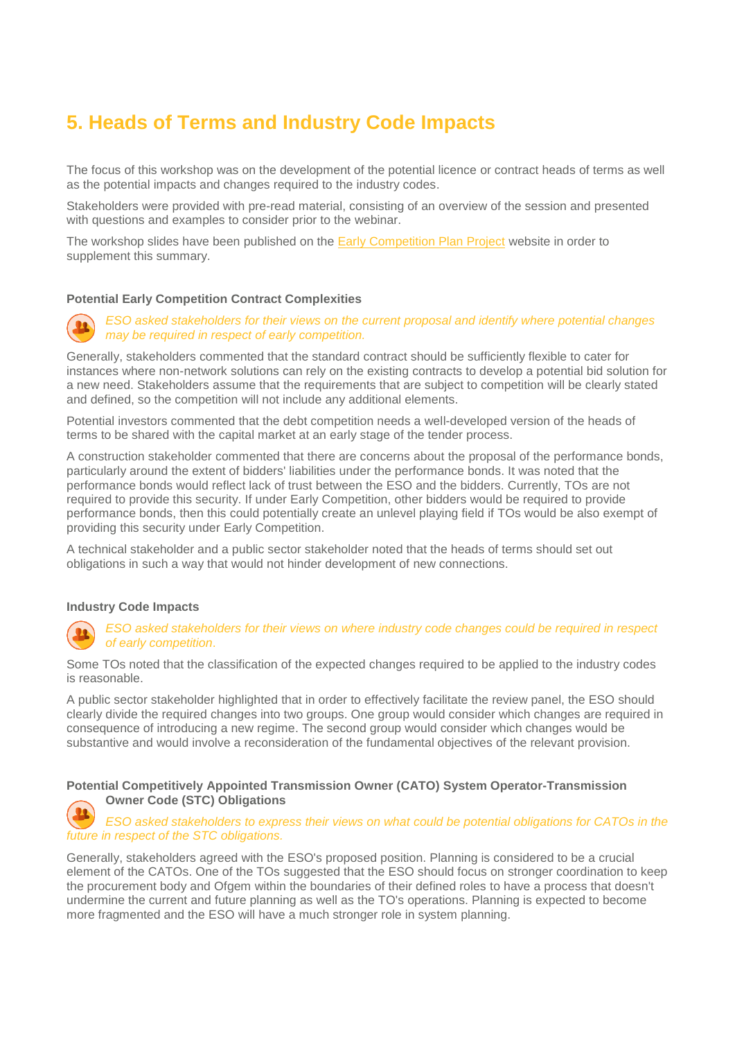## 5. Heads of Terms and Industry Code Impacts

The focus of this workshop was on the development of the potential licence or contract heads of terms as well as the potential impacts and changes required to the industry codes.

Stakeholders were provided with pre-read material, consisting of an overview of the session and presented with questions and examples to consider prior to the webinar.

The workshop slides have been published on the Early Competition Plan Project website in order to supplement this summary.

### Potential Early Competition Contract Complexities

*ESO asked stakeholders for their views on the current proposal and identify where potential changes may be required in respect of early competition.*

Generally, stakeholders commented that the standard contract should be sufficiently flexible to cater for instances where non-network solutions can rely on the existing contracts to develop a potential bid solution for a new need. Stakeholders assume that the requirements that are subject to competition will be clearly stated and defined, so the competition will not include any additional elements.

Potential investors commented that the debt competition needs a well-developed version of the heads of terms to be shared with the capital market at an early stage of the tender process.

A construction stakeholder commented that there are concerns about the proposal of the performance bonds, particularly around the extent of bidders' liabilities under the performance bonds. It was noted that the performance bonds would reflect lack of trust between the ESO and the bidders. Currently, TOs are not required to provide this security. If under Early Competition, other bidders would be required to provide performance bonds, then this could potentially create an unlevel playing field if TOs would be also exempt of providing this security under Early Competition.

A technical stakeholder and a public sector stakeholder noted that the heads of terms should set out obligations in such a way that would not hinder development of new connections.

### Industry Code Impacts

*ESO asked stakeholders for their views on where industry code changes could be required in respect of early competition.*

Some TOs noted that the classification of the expected changes required to be applied to the industry codes is reasonable.

A public sector stakeholder highlighted that in order to effectively facilitate the review panel, the ESO should clearly divide the required changes into two groups. One group would consider which changes are required in consequence of introducing a new regime. The second group would consider which changes would be substantive and would involve a reconsideration of the fundamental objectives of the relevant provision.

### Potential Competitively Appointed Transmission Owner (CATO) System Operator-Transmission Owner Code (STC) Obligations

*ESO asked stakeholders to express their views on what could be potential obligations for CATOs in the future in respect of the STC obligations.*

Generally, stakeholders agreed with the ESO's proposed position. Planning is considered to be a crucial element of the CATOs. One of the TOs suggested that the ESO should focus on stronger coordination to keep the procurement body and Ofgem within the boundaries of their defined roles to have a process that doesn't undermine the current and future planning as well as the TO's operations. Planning is expected to become more fragmented and the ESO will have a much stronger role in system planning.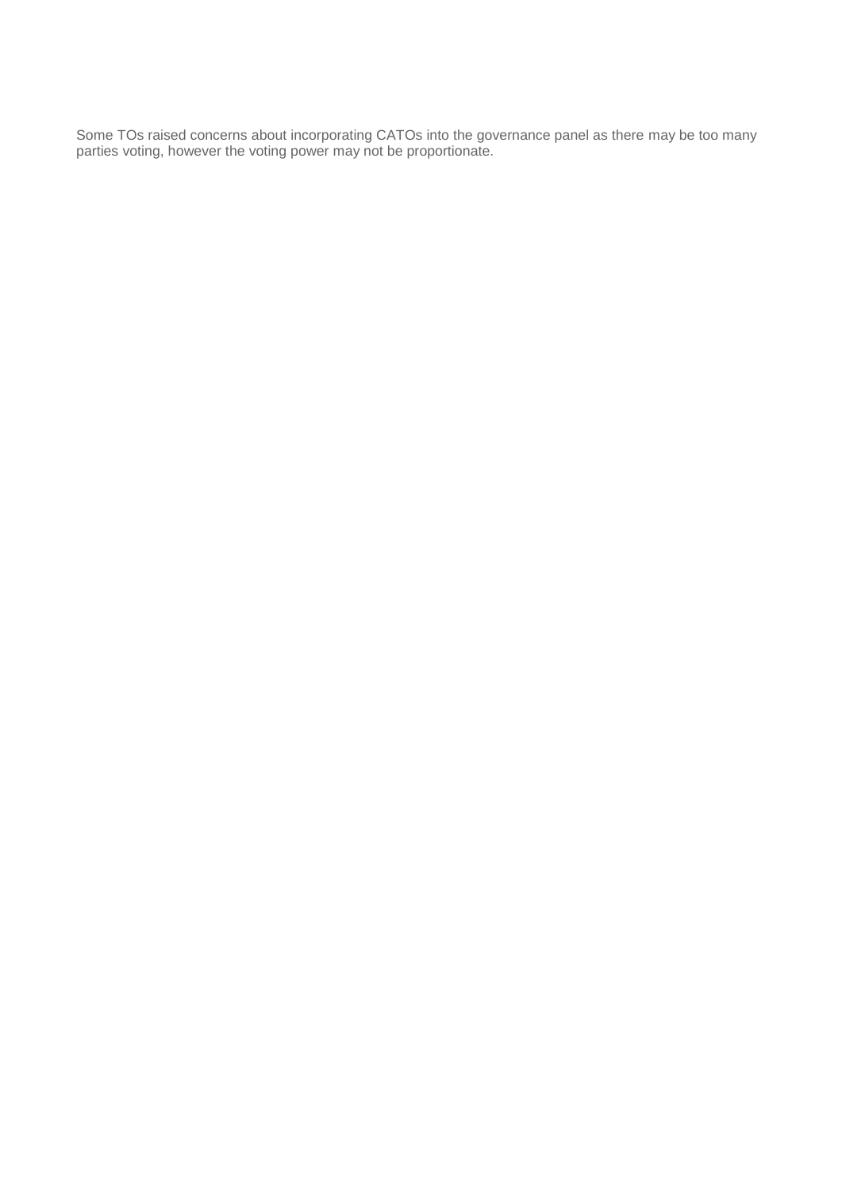Some TOs raised concerns about incorporating CATOs into the governance panel as there may be too many parties voting, however the voting power may not be proportionate.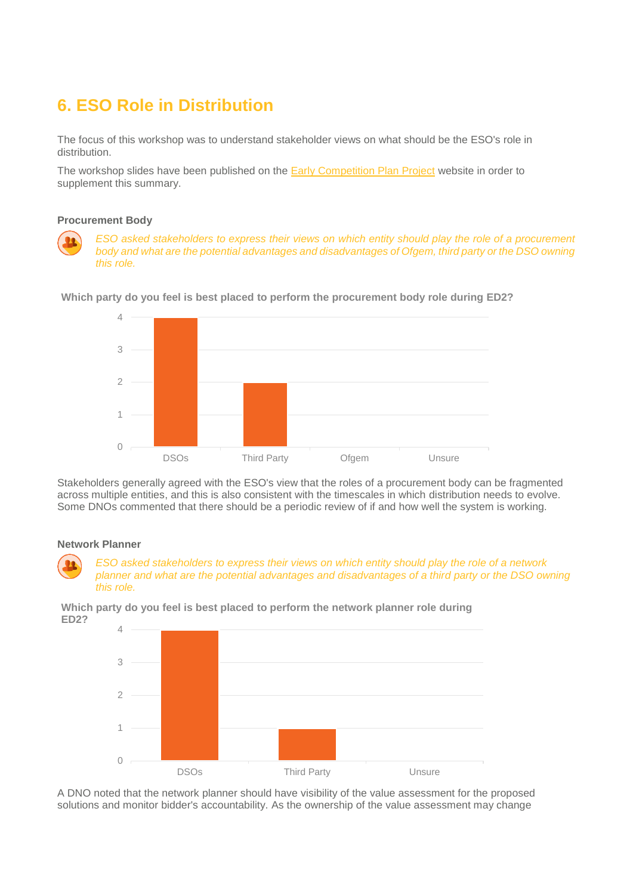## 6. ESO Role in Distribution

The focus of this workshop was to understand stakeholder views on what should be the ESO's role in distribution.

The workshop slides have been published on the Early Competition Plan Project website in order to supplement this summary.

#### Procurement Body

*ESO asked stakeholders to express their views on which entity should play the role of a procurement body and what are the potential advantages and disadvantages of Ofgem, third party or the DSO owning this role.*

**Which party do you feel is best placed to perform the procurement body role during ED2?**

| Party | Responses |
|---|---|
| DSOs | 4 |
| Third Party | 2 |
| Ofgem | 0 |
| Unsure | 0 |

Stakeholders generally agreed with the ESO's view that the roles of a procurement body can be fragmented across multiple entities, and this is also consistent with the timescales in which distribution needs to evolve. Some DNOs commented that there should be a periodic review of if and how well the system is working.

#### Network Planner

*ESO asked stakeholders to express their views on which entity should play the role of a network planner and what are the potential advantages and disadvantages of a third party or the DSO owning this role.*

**Which party do you feel is best placed to perform the network planner role during ED2?**

| Party | Responses |
|---|---|
| DSOs | 4 |
| Third Party | 1 |
| Unsure | 0 |

A DNO noted that the network planner should have visibility of the value assessment for the proposed solutions and monitor bidder's accountability. As the ownership of the value assessment may change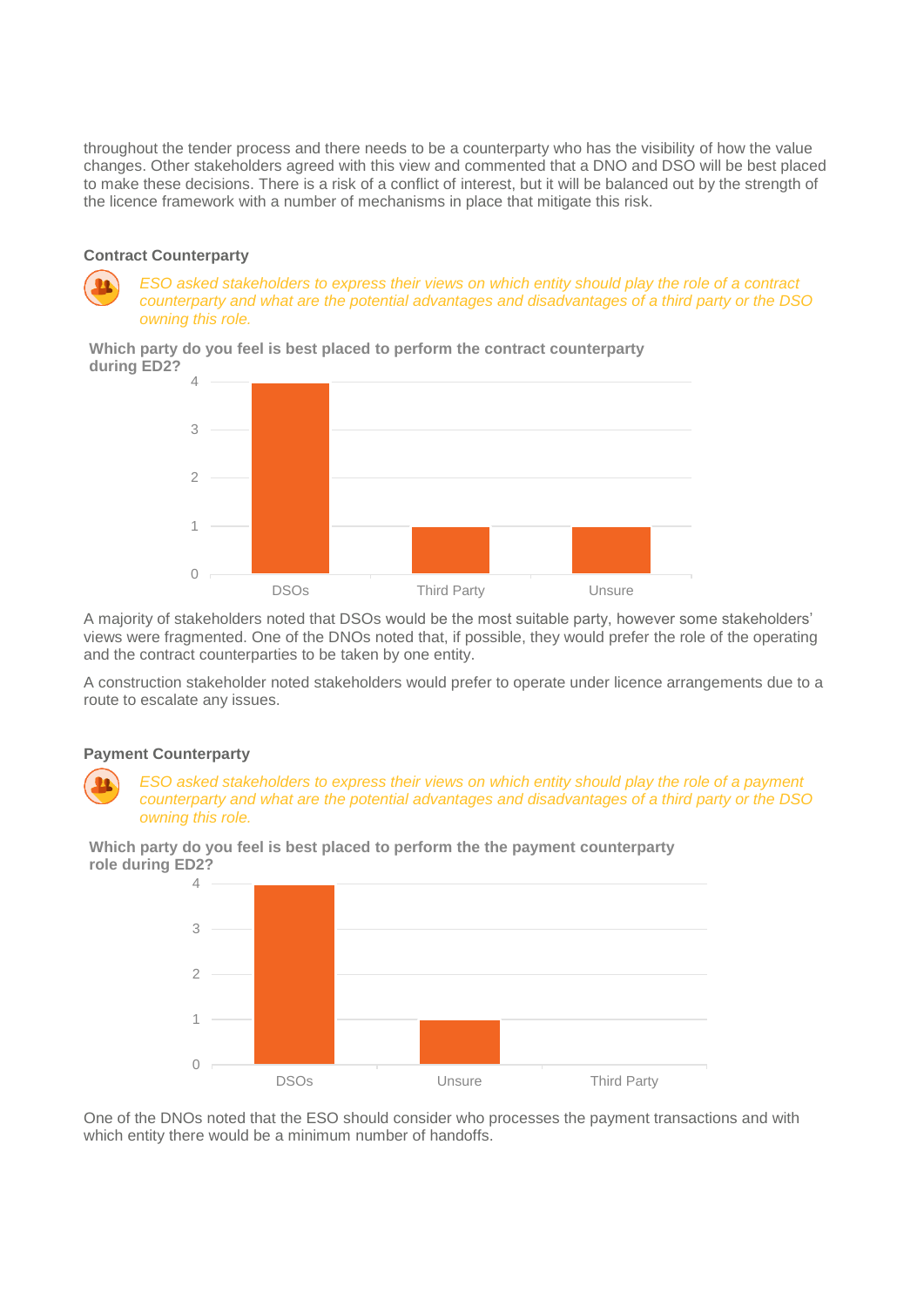throughout the tender process and there needs to be a counterparty who has the visibility of how the value changes. Other stakeholders agreed with this view and commented that a DNO and DSO will be best placed to make these decisions. There is a risk of a conflict of interest, but it will be balanced out by the strength of the licence framework with a number of mechanisms in place that mitigate this risk.

#### Contract Counterparty

*ESO asked stakeholders to express their views on which entity should play the role of a contract counterparty and what are the potential advantages and disadvantages of a third party or the DSO owning this role.*

**Which party do you feel is best placed to perform the contract counterparty during ED2?**

| Party | Responses |
| --- | --- |
| DSOs | 4 |
| Third Party | 1 |
| Unsure | 1 |

A majority of stakeholders noted that DSOs would be the most suitable party, however some stakeholders' views were fragmented. One of the DNOs noted that, if possible, they would prefer the role of the operating and the contract counterparties to be taken by one entity.

A construction stakeholder noted stakeholders would prefer to operate under licence arrangements due to a route to escalate any issues.

#### Payment Counterparty

*ESO asked stakeholders to express their views on which entity should play the role of a payment counterparty and what are the potential advantages and disadvantages of a third party or the DSO owning this role.*

**Which party do you feel is best placed to perform the the payment counterparty role during ED2?**

| Party | Responses |
| --- | --- |
| DSOs | 4 |
| Unsure | 1 |
| Third Party | 0 |

One of the DNOs noted that the ESO should consider who processes the payment transactions and with which entity there would be a minimum number of handoffs.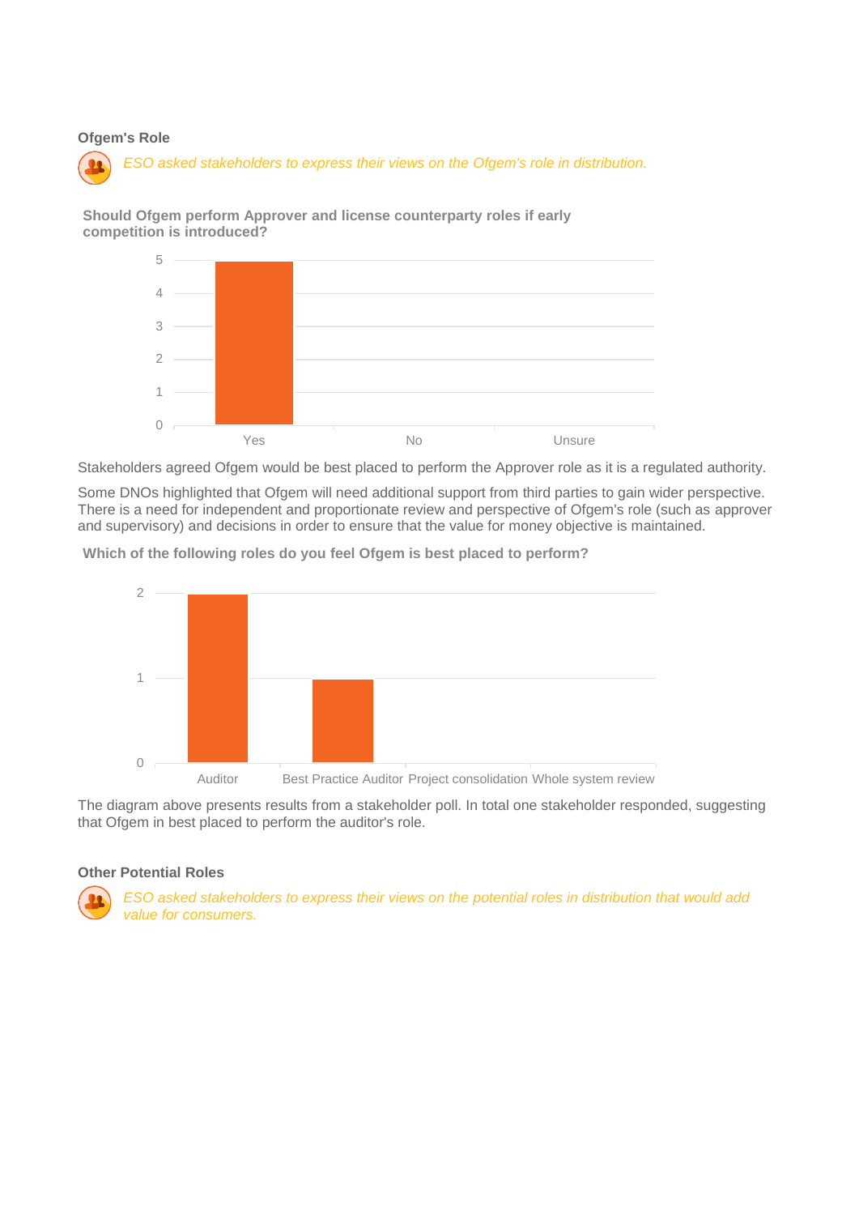### Ofgem's Role

*ESO asked stakeholders to express their views on the Ofgem's role in distribution.*

**Should Ofgem perform Approver and license counterparty roles if early competition is introduced?**

| Response | Count |
|---|---|
| Yes | 5 |
| No | 0 |
| Unsure | 0 |

Stakeholders agreed Ofgem would be best placed to perform the Approver role as it is a regulated authority.

Some DNOs highlighted that Ofgem will need additional support from third parties to gain wider perspective. There is a need for independent and proportionate review and perspective of Ofgem's role (such as approver and supervisory) and decisions in order to ensure that the value for money objective is maintained.

**Which of the following roles do you feel Ofgem is best placed to perform?**

| Role | Count |
|---|---|
| Auditor | 2 |
| Best Practice Auditor | 1 |
| Project consolidation | 0 |
| Whole system review | 0 |

The diagram above presents results from a stakeholder poll. In total one stakeholder responded, suggesting that Ofgem in best placed to perform the auditor's role.

### Other Potential Roles

*ESO asked stakeholders to express their views on the potential roles in distribution that would add value for consumers.*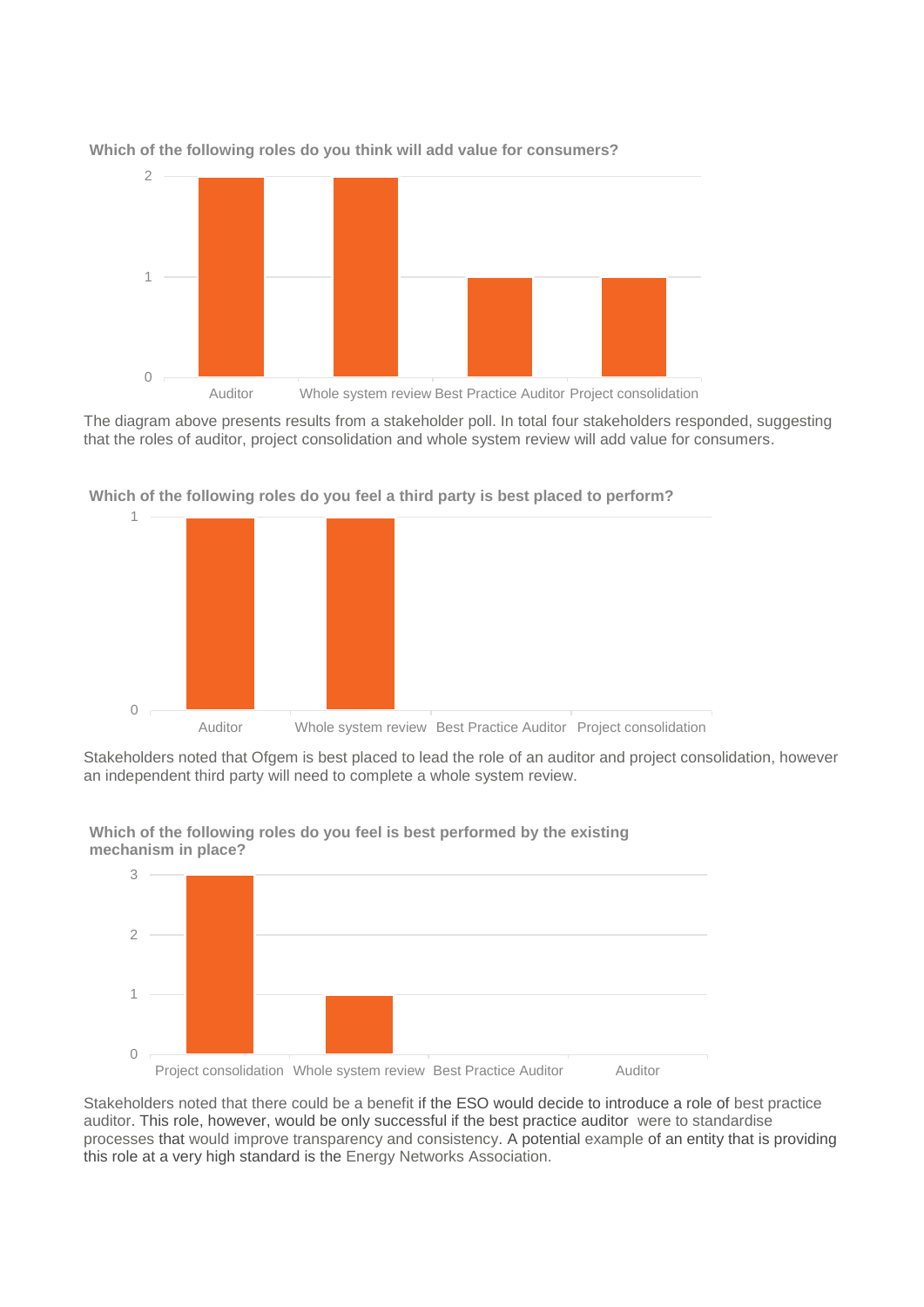**Which of the following roles do you think will add value for consumers?**

| Role | Responses |
| --- | --- |
| Auditor | 2 |
| Whole system review | 2 |
| Best Practice Auditor | 1 |
| Project consolidation | 1 |

The diagram above presents results from a stakeholder poll. In total four stakeholders responded, suggesting that the roles of auditor, project consolidation and whole system review will add value for consumers.

**Which of the following roles do you feel a third party is best placed to perform?**

| Role | Responses |
| --- | --- |
| Auditor | 1 |
| Whole system review | 1 |
| Best Practice Auditor | 0 |
| Project consolidation | 0 |

Stakeholders noted that Ofgem is best placed to lead the role of an auditor and project consolidation, however an independent third party will need to complete a whole system review.

**Which of the following roles do you feel is best performed by the existing mechanism in place?**

| Role | Responses |
| --- | --- |
| Project consolidation | 3 |
| Whole system review | 1 |
| Best Practice Auditor | 0 |
| Auditor | 0 |

Stakeholders noted that there could be a benefit if the ESO would decide to introduce a role of best practice auditor. This role, however, would be only successful if the best practice auditor were to standardise processes that would improve transparency and consistency. A potential example of an entity that is providing this role at a very high standard is the Energy Networks Association.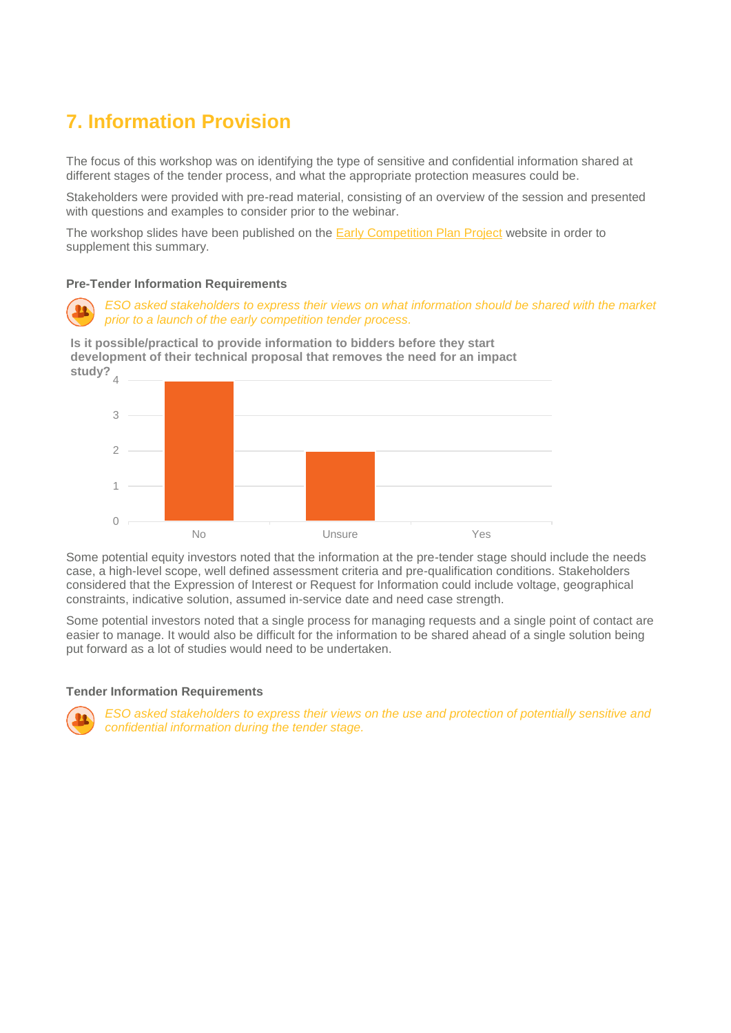## 7. Information Provision

The focus of this workshop was on identifying the type of sensitive and confidential information shared at different stages of the tender process, and what the appropriate protection measures could be.

Stakeholders were provided with pre-read material, consisting of an overview of the session and presented with questions and examples to consider prior to the webinar.

The workshop slides have been published on the Early Competition Plan Project website in order to supplement this summary.

### Pre-Tender Information Requirements

*ESO asked stakeholders to express their views on what information should be shared with the market prior to a launch of the early competition tender process.*

**Is it possible/practical to provide information to bidders before they start development of their technical proposal that removes the need for an impact study?**

| Response | Count |
|---|---|
| No | 4 |
| Unsure | 2 |
| Yes | 0 |

Some potential equity investors noted that the information at the pre-tender stage should include the needs case, a high-level scope, well defined assessment criteria and pre-qualification conditions. Stakeholders considered that the Expression of Interest or Request for Information could include voltage, geographical constraints, indicative solution, assumed in-service date and need case strength.

Some potential investors noted that a single process for managing requests and a single point of contact are easier to manage. It would also be difficult for the information to be shared ahead of a single solution being put forward as a lot of studies would need to be undertaken.

### Tender Information Requirements

*ESO asked stakeholders to express their views on the use and protection of potentially sensitive and confidential information during the tender stage.*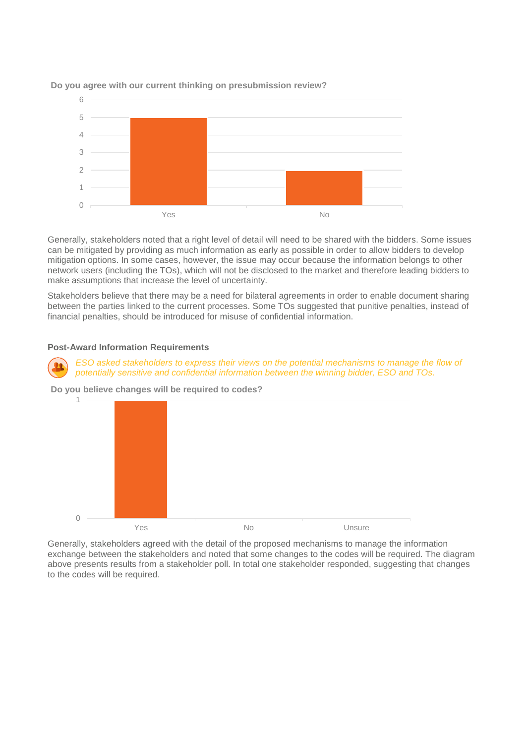**Do you agree with our current thinking on presubmission review?**

| Response | Count |
|---|---|
| Yes | 5 |
| No | 2 |

Generally, stakeholders noted that a right level of detail will need to be shared with the bidders. Some issues can be mitigated by providing as much information as early as possible in order to allow bidders to develop mitigation options. In some cases, however, the issue may occur because the information belongs to other network users (including the TOs), which will not be disclosed to the market and therefore leading bidders to make assumptions that increase the level of uncertainty.

Stakeholders believe that there may be a need for bilateral agreements in order to enable document sharing between the parties linked to the current processes. Some TOs suggested that punitive penalties, instead of financial penalties, should be introduced for misuse of confidential information.

### Post-Award Information Requirements

*ESO asked stakeholders to express their views on the potential mechanisms to manage the flow of potentially sensitive and confidential information between the winning bidder, ESO and TOs.*

**Do you believe changes will be required to codes?**

| Response | Count |
|---|---|
| Yes | 1 |
| No | 0 |
| Unsure | 0 |

Generally, stakeholders agreed with the detail of the proposed mechanisms to manage the information exchange between the stakeholders and noted that some changes to the codes will be required. The diagram above presents results from a stakeholder poll. In total one stakeholder responded, suggesting that changes to the codes will be required.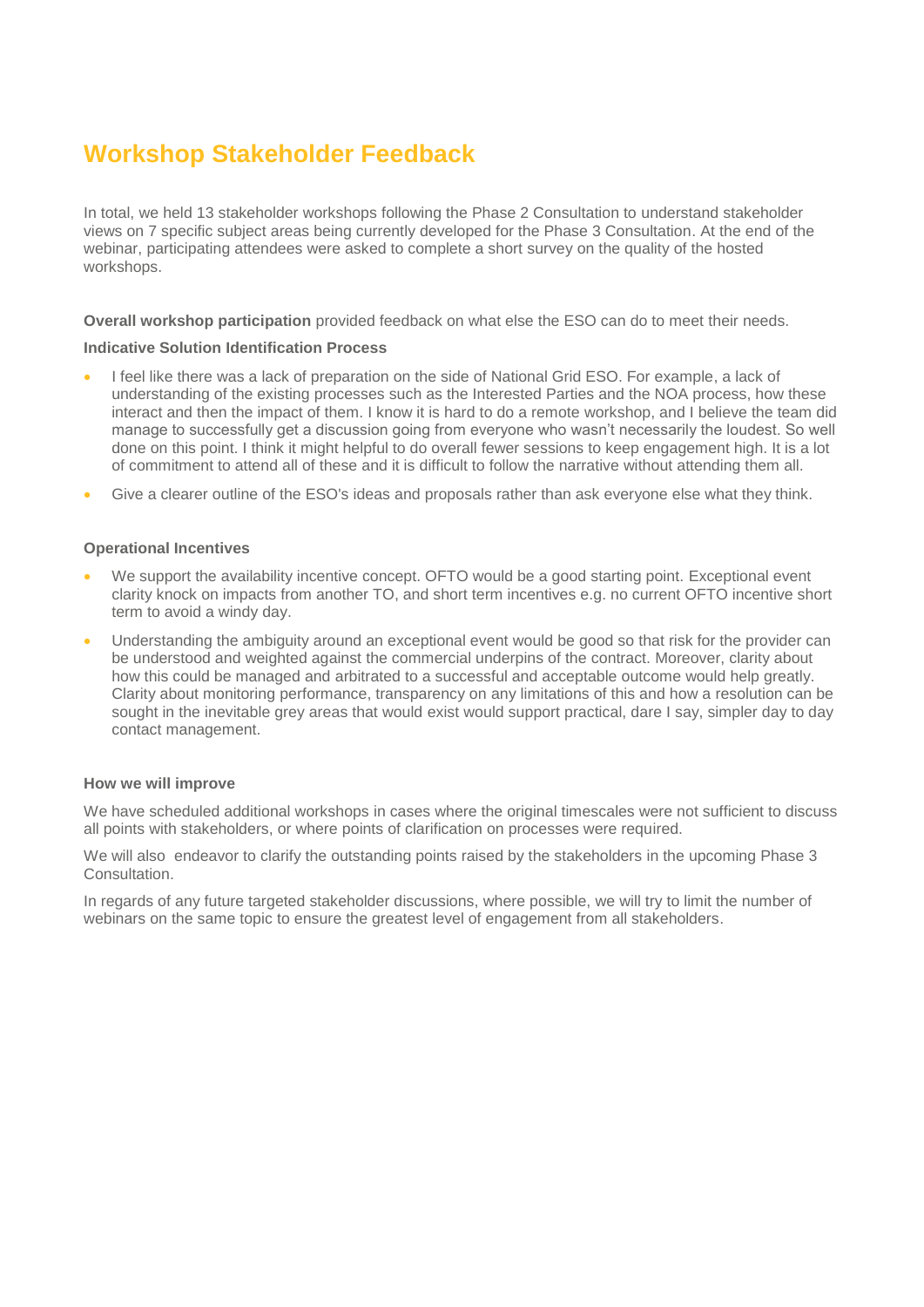# Workshop Stakeholder Feedback

In total, we held 13 stakeholder workshops following the Phase 2 Consultation to understand stakeholder views on 7 specific subject areas being currently developed for the Phase 3 Consultation. At the end of the webinar, participating attendees were asked to complete a short survey on the quality of the hosted workshops.

**Overall workshop participation** provided feedback on what else the ESO can do to meet their needs.

**Indicative Solution Identification Process**

- I feel like there was a lack of preparation on the side of National Grid ESO. For example, a lack of understanding of the existing processes such as the Interested Parties and the NOA process, how these interact and then the impact of them. I know it is hard to do a remote workshop, and I believe the team did manage to successfully get a discussion going from everyone who wasn't necessarily the loudest. So well done on this point. I think it might helpful to do overall fewer sessions to keep engagement high. It is a lot of commitment to attend all of these and it is difficult to follow the narrative without attending them all.
- Give a clearer outline of the ESO's ideas and proposals rather than ask everyone else what they think.

**Operational Incentives**

- We support the availability incentive concept. OFTO would be a good starting point. Exceptional event clarity knock on impacts from another TO, and short term incentives e.g. no current OFTO incentive short term to avoid a windy day.
- Understanding the ambiguity around an exceptional event would be good so that risk for the provider can be understood and weighted against the commercial underpins of the contract. Moreover, clarity about how this could be managed and arbitrated to a successful and acceptable outcome would help greatly. Clarity about monitoring performance, transparency on any limitations of this and how a resolution can be sought in the inevitable grey areas that would exist would support practical, dare I say, simpler day to day contact management.

**How we will improve**

We have scheduled additional workshops in cases where the original timescales were not sufficient to discuss all points with stakeholders, or where points of clarification on processes were required.

We will also endeavor to clarify the outstanding points raised by the stakeholders in the upcoming Phase 3 Consultation.

In regards of any future targeted stakeholder discussions, where possible, we will try to limit the number of webinars on the same topic to ensure the greatest level of engagement from all stakeholders.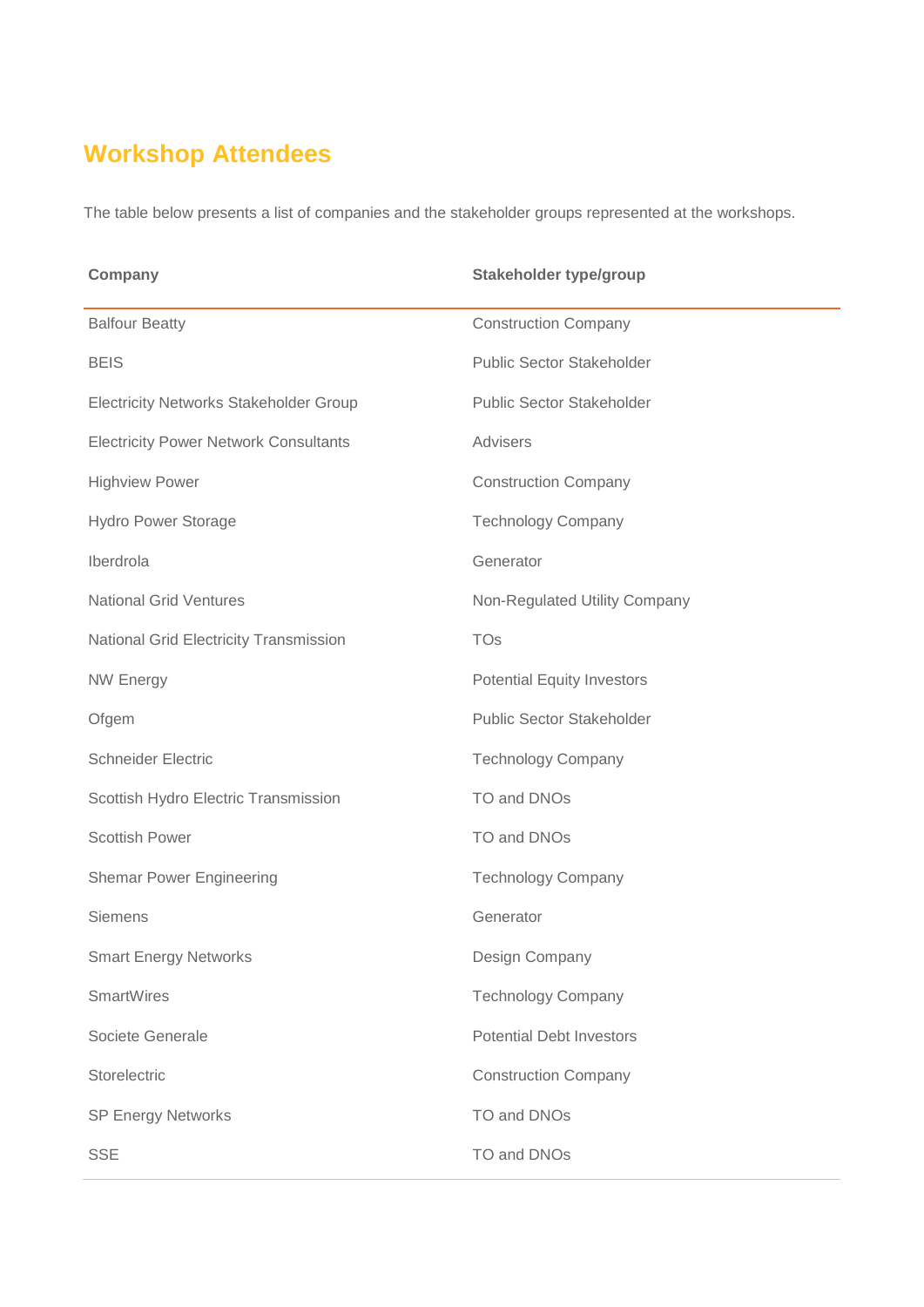## Workshop Attendees

The table below presents a list of companies and the stakeholder groups represented at the workshops.

| Company | Stakeholder type/group |
| --- | --- |
| Balfour Beatty | Construction Company |
| BEIS | Public Sector Stakeholder |
| Electricity Networks Stakeholder Group | Public Sector Stakeholder |
| Electricity Power Network Consultants | Advisers |
| Highview Power | Construction Company |
| Hydro Power Storage | Technology Company |
| Iberdrola | Generator |
| National Grid Ventures | Non-Regulated Utility Company |
| National Grid Electricity Transmission | TOs |
| NW Energy | Potential Equity Investors |
| Ofgem | Public Sector Stakeholder |
| Schneider Electric | Technology Company |
| Scottish Hydro Electric Transmission | TO and DNOs |
| Scottish Power | TO and DNOs |
| Shemar Power Engineering | Technology Company |
| Siemens | Generator |
| Smart Energy Networks | Design Company |
| SmartWires | Technology Company |
| Societe Generale | Potential Debt Investors |
| Storelectric | Construction Company |
| SP Energy Networks | TO and DNOs |
| SSE | TO and DNOs |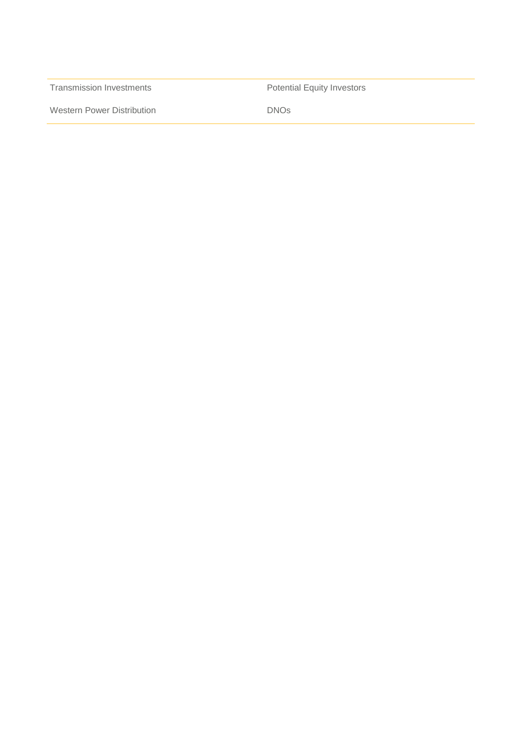| | |
|---|---|
| Transmission Investments | Potential Equity Investors |
| Western Power Distribution | DNOs |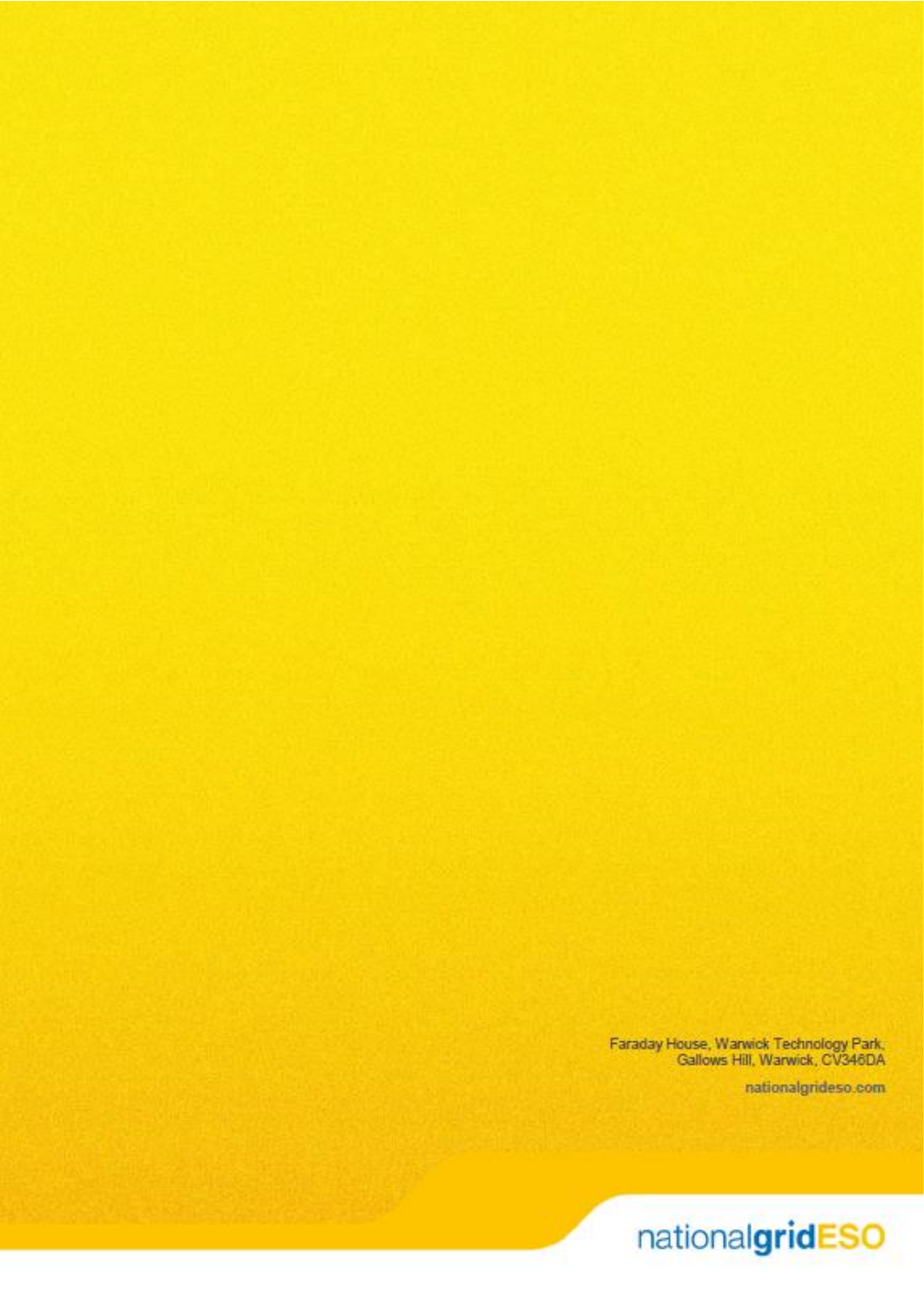Faraday House, Warwick Technology Park,
Gallows Hill, Warwick, CV346DA

nationalgrideso.com

nationalgridESO